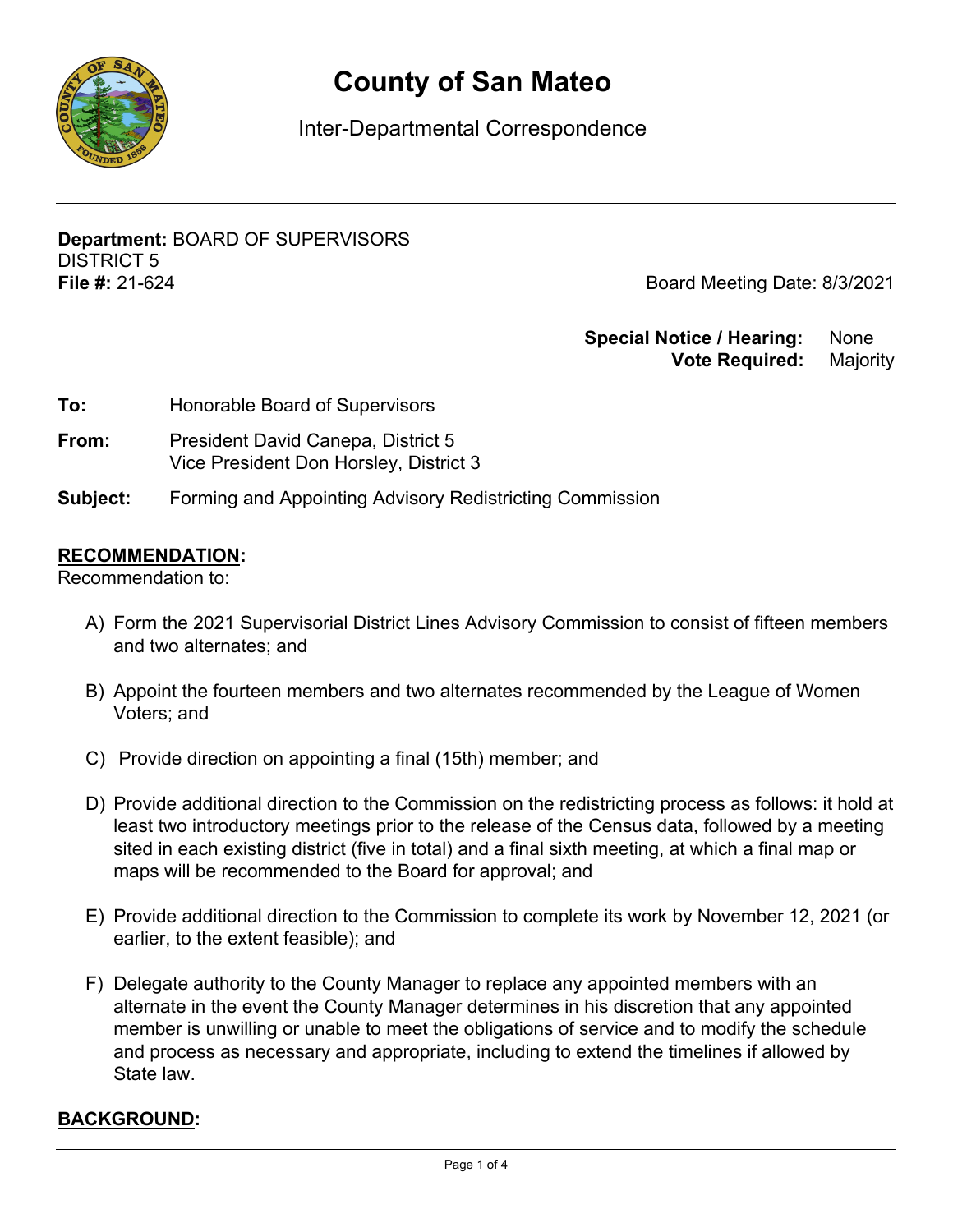# County of San Mateo

Inter-Departmental Correspondence

**Department:** BOARD OF SUPERVISORS
DISTRICT 5
**File #:** 21-624

Board Meeting Date: 8/3/2021

**Special Notice / Hearing:** None
**Vote Required:** Majority

**To:** Honorable Board of Supervisors

**From:** President David Canepa, District 5
Vice President Don Horsley, District 3

**Subject:** Forming and Appointing Advisory Redistricting Commission

## RECOMMENDATION:

Recommendation to:

A) Form the 2021 Supervisorial District Lines Advisory Commission to consist of fifteen members and two alternates; and

B) Appoint the fourteen members and two alternates recommended by the League of Women Voters; and

C) Provide direction on appointing a final (15th) member; and

D) Provide additional direction to the Commission on the redistricting process as follows: it hold at least two introductory meetings prior to the release of the Census data, followed by a meeting sited in each existing district (five in total) and a final sixth meeting, at which a final map or maps will be recommended to the Board for approval; and

E) Provide additional direction to the Commission to complete its work by November 12, 2021 (or earlier, to the extent feasible); and

F) Delegate authority to the County Manager to replace any appointed members with an alternate in the event the County Manager determines in his discretion that any appointed member is unwilling or unable to meet the obligations of service and to modify the schedule and process as necessary and appropriate, including to extend the timelines if allowed by State law.

## BACKGROUND: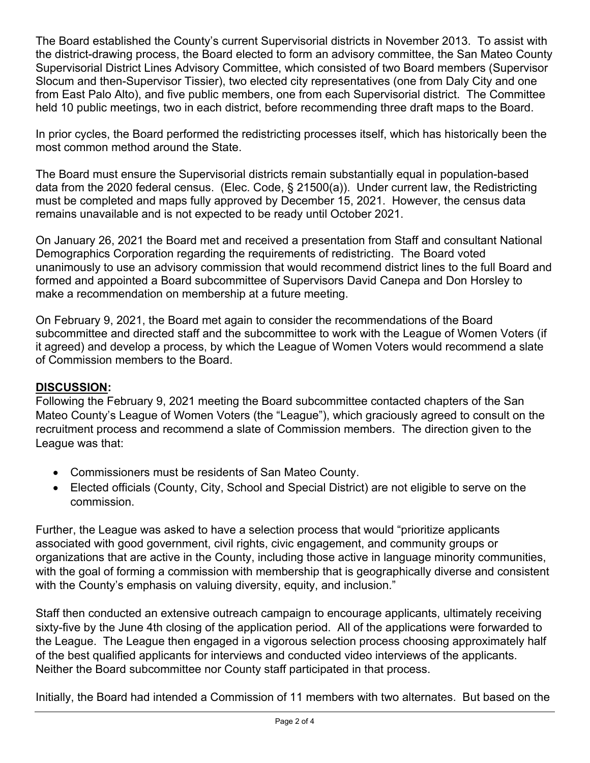The Board established the County's current Supervisorial districts in November 2013. To assist with the district-drawing process, the Board elected to form an advisory committee, the San Mateo County Supervisorial District Lines Advisory Committee, which consisted of two Board members (Supervisor Slocum and then-Supervisor Tissier), two elected city representatives (one from Daly City and one from East Palo Alto), and five public members, one from each Supervisorial district. The Committee held 10 public meetings, two in each district, before recommending three draft maps to the Board.

In prior cycles, the Board performed the redistricting processes itself, which has historically been the most common method around the State.

The Board must ensure the Supervisorial districts remain substantially equal in population-based data from the 2020 federal census. (Elec. Code, § 21500(a)). Under current law, the Redistricting must be completed and maps fully approved by December 15, 2021. However, the census data remains unavailable and is not expected to be ready until October 2021.

On January 26, 2021 the Board met and received a presentation from Staff and consultant National Demographics Corporation regarding the requirements of redistricting. The Board voted unanimously to use an advisory commission that would recommend district lines to the full Board and formed and appointed a Board subcommittee of Supervisors David Canepa and Don Horsley to make a recommendation on membership at a future meeting.

On February 9, 2021, the Board met again to consider the recommendations of the Board subcommittee and directed staff and the subcommittee to work with the League of Women Voters (if it agreed) and develop a process, by which the League of Women Voters would recommend a slate of Commission members to the Board.

## DISCUSSION:

Following the February 9, 2021 meeting the Board subcommittee contacted chapters of the San Mateo County's League of Women Voters (the "League"), which graciously agreed to consult on the recruitment process and recommend a slate of Commission members. The direction given to the League was that:

- Commissioners must be residents of San Mateo County.
- Elected officials (County, City, School and Special District) are not eligible to serve on the commission.

Further, the League was asked to have a selection process that would "prioritize applicants associated with good government, civil rights, civic engagement, and community groups or organizations that are active in the County, including those active in language minority communities, with the goal of forming a commission with membership that is geographically diverse and consistent with the County's emphasis on valuing diversity, equity, and inclusion."

Staff then conducted an extensive outreach campaign to encourage applicants, ultimately receiving sixty-five by the June 4th closing of the application period. All of the applications were forwarded to the League. The League then engaged in a vigorous selection process choosing approximately half of the best qualified applicants for interviews and conducted video interviews of the applicants. Neither the Board subcommittee nor County staff participated in that process.

Initially, the Board had intended a Commission of 11 members with two alternates. But based on the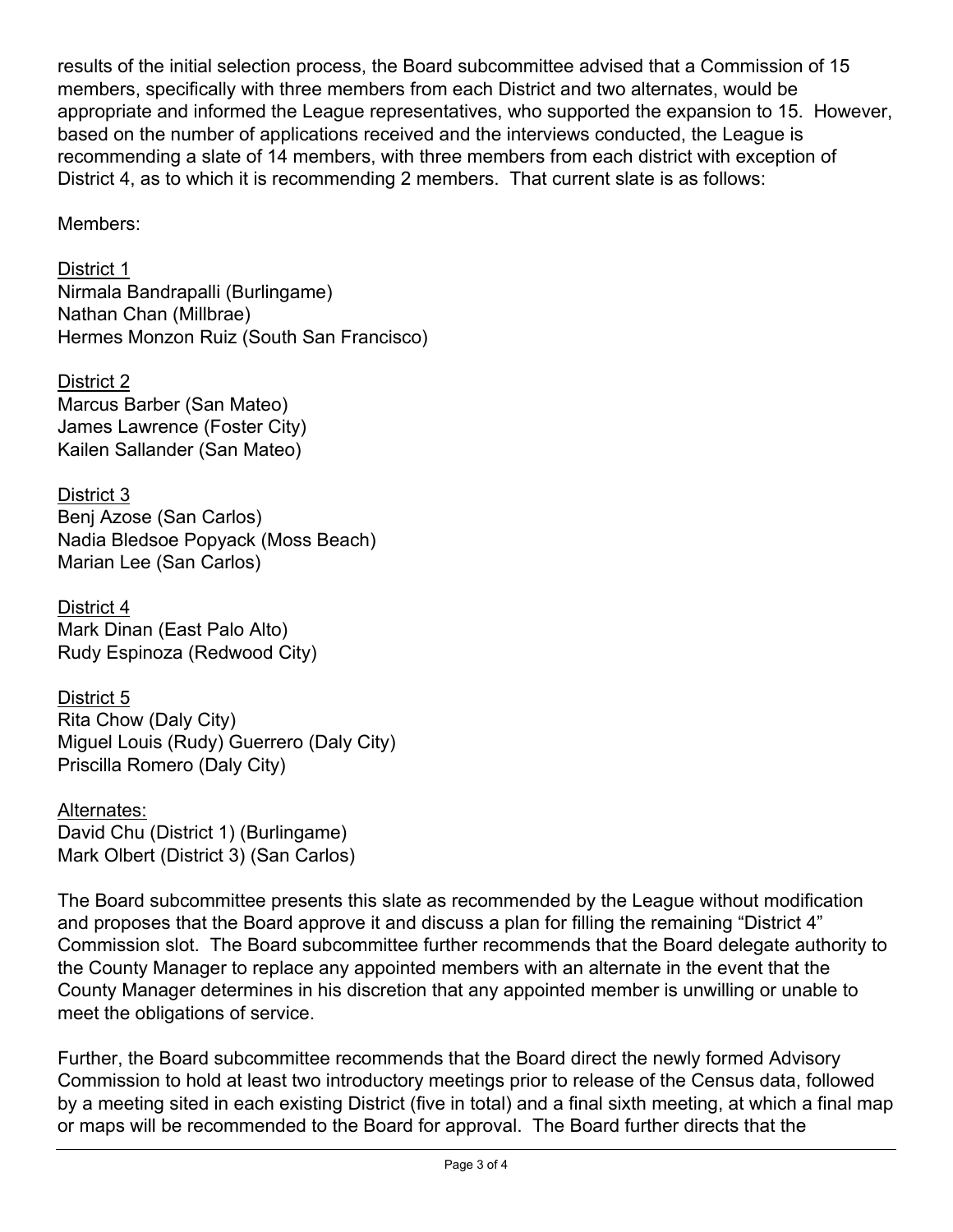results of the initial selection process, the Board subcommittee advised that a Commission of 15 members, specifically with three members from each District and two alternates, would be appropriate and informed the League representatives, who supported the expansion to 15. However, based on the number of applications received and the interviews conducted, the League is recommending a slate of 14 members, with three members from each district with exception of District 4, as to which it is recommending 2 members. That current slate is as follows:

Members:

<u>District 1</u>
Nirmala Bandrapalli (Burlingame)
Nathan Chan (Millbrae)
Hermes Monzon Ruiz (South San Francisco)

<u>District 2</u>
Marcus Barber (San Mateo)
James Lawrence (Foster City)
Kailen Sallander (San Mateo)

<u>District 3</u>
Benj Azose (San Carlos)
Nadia Bledsoe Popyack (Moss Beach)
Marian Lee (San Carlos)

<u>District 4</u>
Mark Dinan (East Palo Alto)
Rudy Espinoza (Redwood City)

<u>District 5</u>
Rita Chow (Daly City)
Miguel Louis (Rudy) Guerrero (Daly City)
Priscilla Romero (Daly City)

<u>Alternates:</u>
David Chu (District 1) (Burlingame)
Mark Olbert (District 3) (San Carlos)

The Board subcommittee presents this slate as recommended by the League without modification and proposes that the Board approve it and discuss a plan for filling the remaining "District 4" Commission slot. The Board subcommittee further recommends that the Board delegate authority to the County Manager to replace any appointed members with an alternate in the event that the County Manager determines in his discretion that any appointed member is unwilling or unable to meet the obligations of service.

Further, the Board subcommittee recommends that the Board direct the newly formed Advisory Commission to hold at least two introductory meetings prior to release of the Census data, followed by a meeting sited in each existing District (five in total) and a final sixth meeting, at which a final map or maps will be recommended to the Board for approval. The Board further directs that the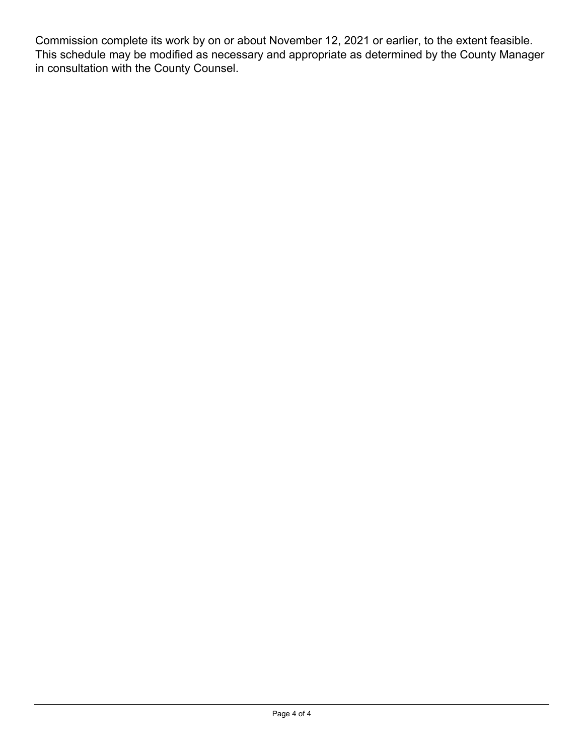Commission complete its work by on or about November 12, 2021 or earlier, to the extent feasible. This schedule may be modified as necessary and appropriate as determined by the County Manager in consultation with the County Counsel.